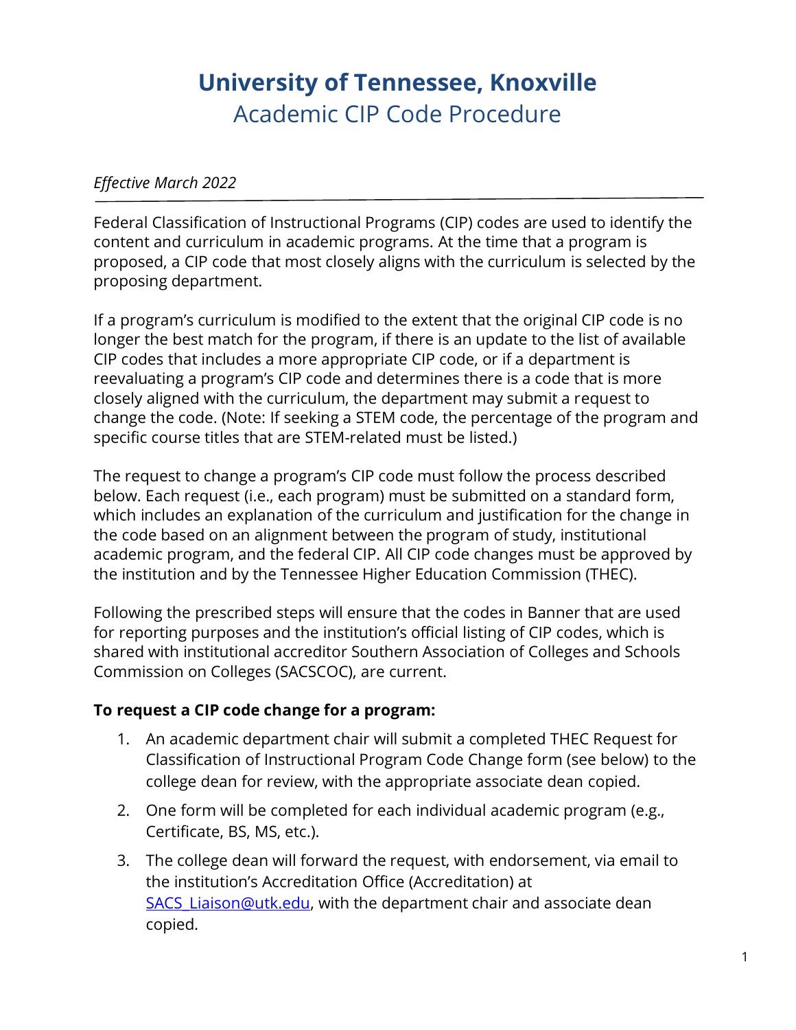# University of Tennessee, Knoxville

## Academic CIP Code Procedure

*Effective March 2022*

---

Federal Classification of Instructional Programs (CIP) codes are used to identify the content and curriculum in academic programs. At the time that a program is proposed, a CIP code that most closely aligns with the curriculum is selected by the proposing department.

If a program's curriculum is modified to the extent that the original CIP code is no longer the best match for the program, if there is an update to the list of available CIP codes that includes a more appropriate CIP code, or if a department is reevaluating a program's CIP code and determines there is a code that is more closely aligned with the curriculum, the department may submit a request to change the code. (Note: If seeking a STEM code, the percentage of the program and specific course titles that are STEM-related must be listed.)

The request to change a program's CIP code must follow the process described below. Each request (i.e., each program) must be submitted on a standard form, which includes an explanation of the curriculum and justification for the change in the code based on an alignment between the program of study, institutional academic program, and the federal CIP. All CIP code changes must be approved by the institution and by the Tennessee Higher Education Commission (THEC).

Following the prescribed steps will ensure that the codes in Banner that are used for reporting purposes and the institution's official listing of CIP codes, which is shared with institutional accreditor Southern Association of Colleges and Schools Commission on Colleges (SACSCOC), are current.

**To request a CIP code change for a program:**

1. An academic department chair will submit a completed THEC Request for Classification of Instructional Program Code Change form (see below) to the college dean for review, with the appropriate associate dean copied.
2. One form will be completed for each individual academic program (e.g., Certificate, BS, MS, etc.).
3. The college dean will forward the request, with endorsement, via email to the institution's Accreditation Office (Accreditation) at SACS_Liaison@utk.edu, with the department chair and associate dean copied.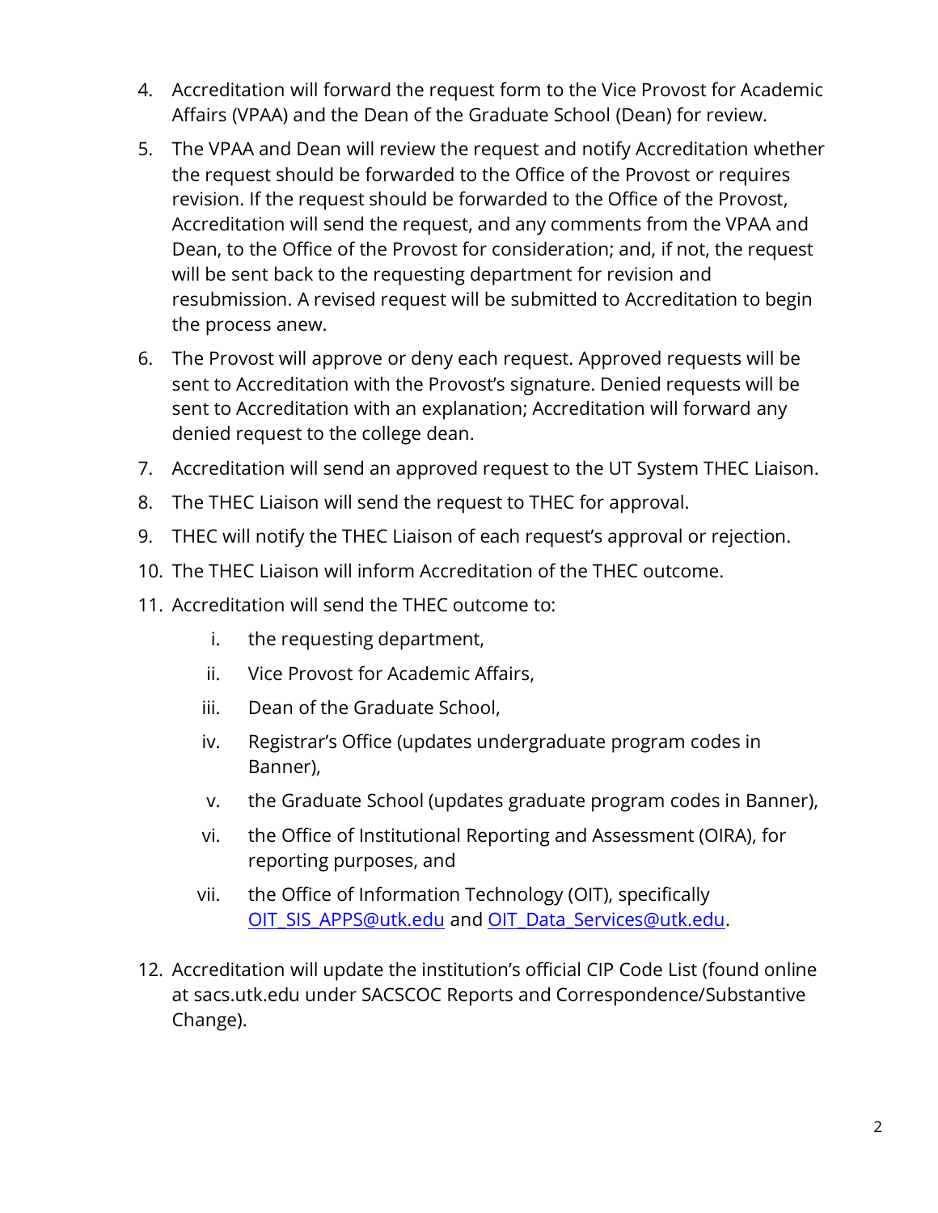4. Accreditation will forward the request form to the Vice Provost for Academic Affairs (VPAA) and the Dean of the Graduate School (Dean) for review.
5. The VPAA and Dean will review the request and notify Accreditation whether the request should be forwarded to the Office of the Provost or requires revision. If the request should be forwarded to the Office of the Provost, Accreditation will send the request, and any comments from the VPAA and Dean, to the Office of the Provost for consideration; and, if not, the request will be sent back to the requesting department for revision and resubmission. A revised request will be submitted to Accreditation to begin the process anew.
6. The Provost will approve or deny each request. Approved requests will be sent to Accreditation with the Provost's signature. Denied requests will be sent to Accreditation with an explanation; Accreditation will forward any denied request to the college dean.
7. Accreditation will send an approved request to the UT System THEC Liaison.
8. The THEC Liaison will send the request to THEC for approval.
9. THEC will notify the THEC Liaison of each request's approval or rejection.
10. The THEC Liaison will inform Accreditation of the THEC outcome.
11. Accreditation will send the THEC outcome to:
    1. the requesting department,
    2. Vice Provost for Academic Affairs,
    3. Dean of the Graduate School,
    4. Registrar's Office (updates undergraduate program codes in Banner),
    5. the Graduate School (updates graduate program codes in Banner),
    6. the Office of Institutional Reporting and Assessment (OIRA), for reporting purposes, and
    7. the Office of Information Technology (OIT), specifically OIT_SIS_APPS@utk.edu and OIT_Data_Services@utk.edu.
12. Accreditation will update the institution's official CIP Code List (found online at sacs.utk.edu under SACSCOC Reports and Correspondence/Substantive Change).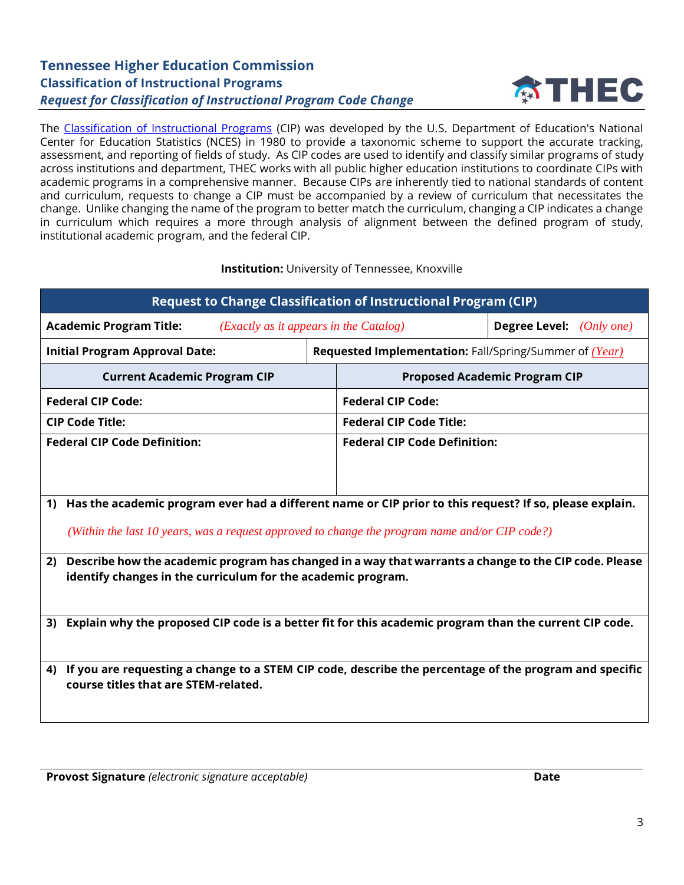## Tennessee Higher Education Commission
### Classification of Instructional Programs
### *Request for Classification of Instructional Program Code Change*

THEC

The [Classification of Instructional Programs](#) (CIP) was developed by the U.S. Department of Education's National Center for Education Statistics (NCES) in 1980 to provide a taxonomic scheme to support the accurate tracking, assessment, and reporting of fields of study. As CIP codes are used to identify and classify similar programs of study across institutions and department, THEC works with all public higher education institutions to coordinate CIPs with academic programs in a comprehensive manner. Because CIPs are inherently tied to national standards of content and curriculum, requests to change a CIP must be accompanied by a review of curriculum that necessitates the change. Unlike changing the name of the program to better match the curriculum, changing a CIP indicates a change in curriculum which requires a more through analysis of alignment between the defined program of study, institutional academic program, and the federal CIP.

**Institution:** University of Tennessee, Knoxville

| **Request to Change Classification of Instructional Program (CIP)** | |
|---|---|
| **Academic Program Title:** *(Exactly as it appears in the Catalog)* | **Degree Level:** *(Only one)* |
| **Initial Program Approval Date:** | **Requested Implementation:** Fall/Spring/Summer of *(Year)* |
| **Current Academic Program CIP** | **Proposed Academic Program CIP** |
| **Federal CIP Code:** | **Federal CIP Code:** |
| **CIP Code Title:** | **Federal CIP Code Title:** |
| **Federal CIP Code Definition:** | **Federal CIP Code Definition:** |

**1) Has the academic program ever had a different name or CIP prior to this request? If so, please explain.**

*(Within the last 10 years, was a request approved to change the program name and/or CIP code?)*

**2) Describe how the academic program has changed in a way that warrants a change to the CIP code. Please identify changes in the curriculum for the academic program.**

**3) Explain why the proposed CIP code is a better fit for this academic program than the current CIP code.**

**4) If you are requesting a change to a STEM CIP code, describe the percentage of the program and specific course titles that are STEM-related.**

**Provost Signature** *(electronic signature acceptable)* **Date**